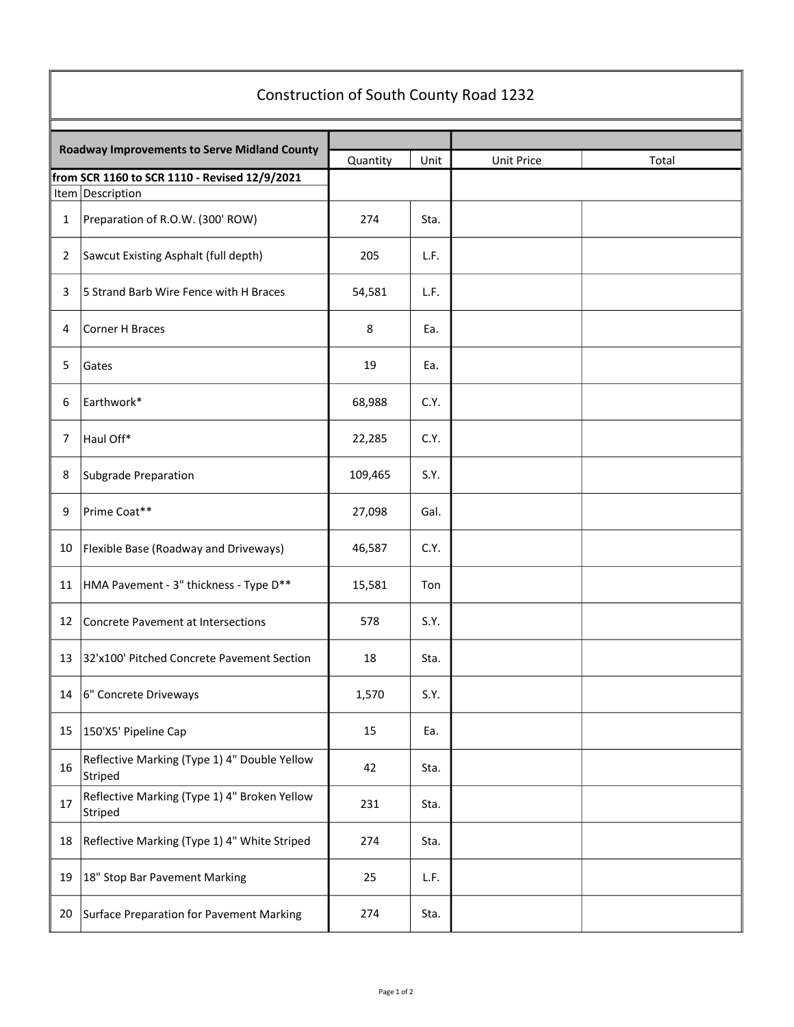# Construction of South County Road 1232

| Roadway Improvements to Serve Midland County | | Quantity | Unit | Unit Price | Total |
|---|---|---|---|---|---|
| **from SCR 1160 to SCR 1110 - Revised 12/9/2021** | | | | | |
| Item | Description | | | | |
| 1 | Preparation of R.O.W. (300' ROW) | 274 | Sta. | | |
| 2 | Sawcut Existing Asphalt (full depth) | 205 | L.F. | | |
| 3 | 5 Strand Barb Wire Fence with H Braces | 54,581 | L.F. | | |
| 4 | Corner H Braces | 8 | Ea. | | |
| 5 | Gates | 19 | Ea. | | |
| 6 | Earthwork* | 68,988 | C.Y. | | |
| 7 | Haul Off* | 22,285 | C.Y. | | |
| 8 | Subgrade Preparation | 109,465 | S.Y. | | |
| 9 | Prime Coat** | 27,098 | Gal. | | |
| 10 | Flexible Base (Roadway and Driveways) | 46,587 | C.Y. | | |
| 11 | HMA Pavement - 3" thickness - Type D** | 15,581 | Ton | | |
| 12 | Concrete Pavement at Intersections | 578 | S.Y. | | |
| 13 | 32'x100' Pitched Concrete Pavement Section | 18 | Sta. | | |
| 14 | 6" Concrete Driveways | 1,570 | S.Y. | | |
| 15 | 150'X5' Pipeline Cap | 15 | Ea. | | |
| 16 | Reflective Marking (Type 1) 4" Double Yellow Striped | 42 | Sta. | | |
| 17 | Reflective Marking (Type 1) 4" Broken Yellow Striped | 231 | Sta. | | |
| 18 | Reflective Marking (Type 1) 4" White Striped | 274 | Sta. | | |
| 19 | 18" Stop Bar Pavement Marking | 25 | L.F. | | |
| 20 | Surface Preparation for Pavement Marking | 274 | Sta. | | |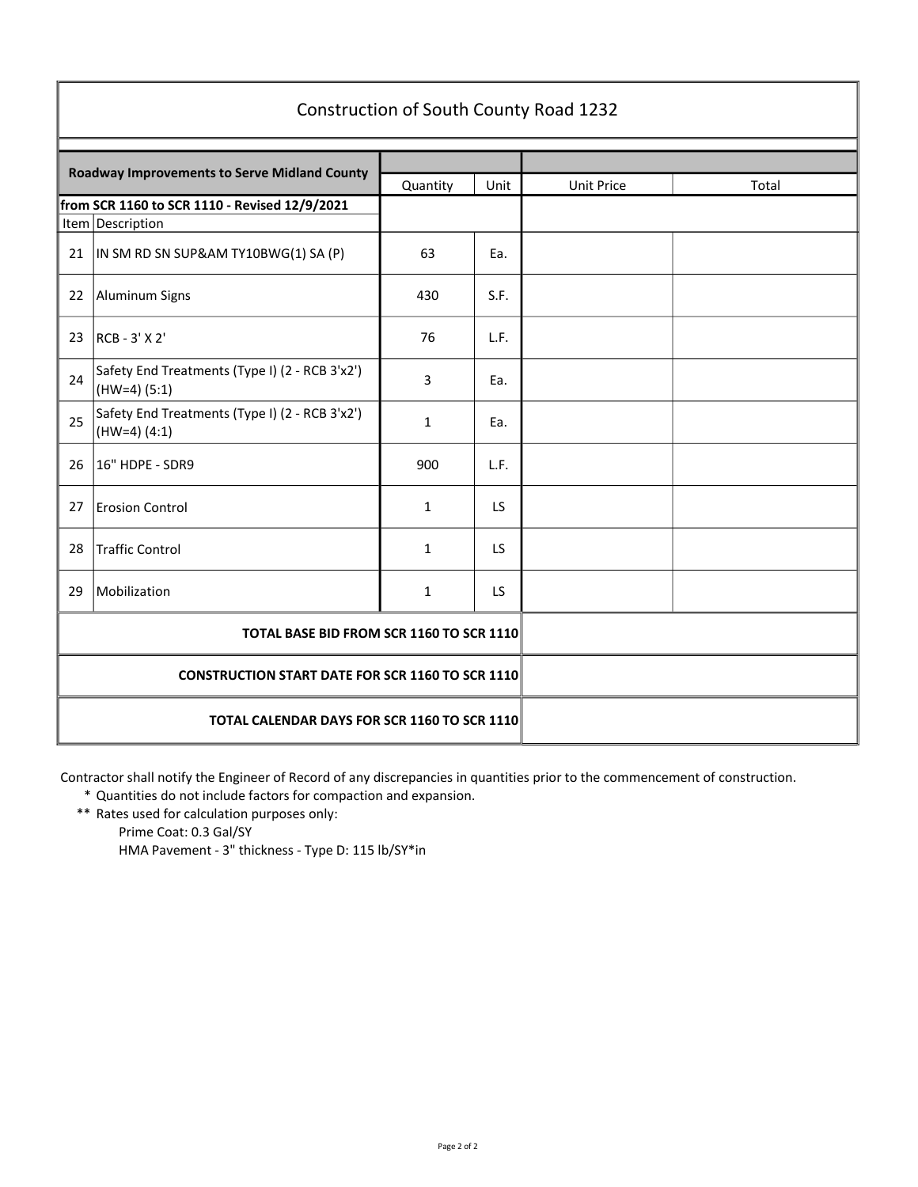## Construction of South County Road 1232

| Roadway Improvements to Serve Midland County | | Quantity | Unit | Unit Price | Total |
|---|---|---|---|---|---|
| from SCR 1160 to SCR 1110 - Revised 12/9/2021 | | | | | |
| Item | Description | | | | |
| 21 | IN SM RD SN SUP&AM TY10BWG(1) SA (P) | 63 | Ea. | | |
| 22 | Aluminum Signs | 430 | S.F. | | |
| 23 | RCB - 3' X 2' | 76 | L.F. | | |
| 24 | Safety End Treatments (Type I) (2 - RCB 3'x2') (HW=4) (5:1) | 3 | Ea. | | |
| 25 | Safety End Treatments (Type I) (2 - RCB 3'x2') (HW=4) (4:1) | 1 | Ea. | | |
| 26 | 16" HDPE - SDR9 | 900 | L.F. | | |
| 27 | Erosion Control | 1 | LS | | |
| 28 | Traffic Control | 1 | LS | | |
| 29 | Mobilization | 1 | LS | | |
| **TOTAL BASE BID FROM SCR 1160 TO SCR 1110** | | | | | |
| **CONSTRUCTION START DATE FOR SCR 1160 TO SCR 1110** | | | | | |
| **TOTAL CALENDAR DAYS FOR SCR 1160 TO SCR 1110** | | | | | |

Contractor shall notify the Engineer of Record of any discrepancies in quantities prior to the commencement of construction.

\* Quantities do not include factors for compaction and expansion.

\*\* Rates used for calculation purposes only:

Prime Coat: 0.3 Gal/SY

HMA Pavement - 3" thickness - Type D: 115 lb/SY*in